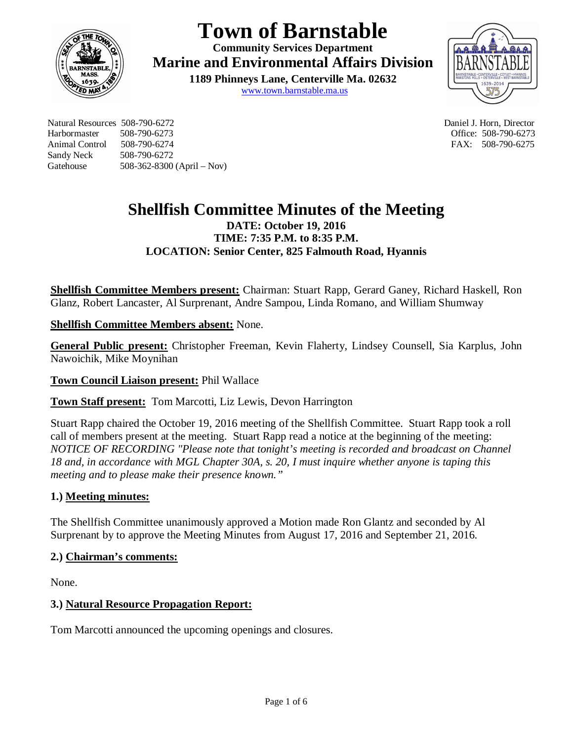# Town of Barnstable

**Community Services Department**

**Marine and Environmental Affairs Division**

**1189 Phinneys Lane, Centerville Ma. 02632**

www.town.barnstable.ma.us

Natural Resources 508-790-6272
Harbormaster 508-790-6273
Animal Control 508-790-6274
Sandy Neck 508-790-6272
Gatehouse 508-362-8300 (April – Nov)

Daniel J. Horn, Director
Office: 508-790-6273
FAX: 508-790-6275

## Shellfish Committee Minutes of the Meeting

**DATE: October 19, 2016**
**TIME: 7:35 P.M. to 8:35 P.M.**
**LOCATION: Senior Center, 825 Falmouth Road, Hyannis**

**Shellfish Committee Members present:** Chairman: Stuart Rapp, Gerard Ganey, Richard Haskell, Ron Glanz, Robert Lancaster, Al Surprenant, Andre Sampou, Linda Romano, and William Shumway

**Shellfish Committee Members absent:** None.

**General Public present:** Christopher Freeman, Kevin Flaherty, Lindsey Counsell, Sia Karplus, John Nawoichik, Mike Moynihan

**Town Council Liaison present:** Phil Wallace

**Town Staff present:** Tom Marcotti, Liz Lewis, Devon Harrington

Stuart Rapp chaired the October 19, 2016 meeting of the Shellfish Committee. Stuart Rapp took a roll call of members present at the meeting. Stuart Rapp read a notice at the beginning of the meeting: *NOTICE OF RECORDING "Please note that tonight's meeting is recorded and broadcast on Channel 18 and, in accordance with MGL Chapter 30A, s. 20, I must inquire whether anyone is taping this meeting and to please make their presence known."*

### 1.) Meeting minutes:

The Shellfish Committee unanimously approved a Motion made Ron Glantz and seconded by Al Surprenant by to approve the Meeting Minutes from August 17, 2016 and September 21, 2016.

### 2.) Chairman's comments:

None.

### 3.) Natural Resource Propagation Report:

Tom Marcotti announced the upcoming openings and closures.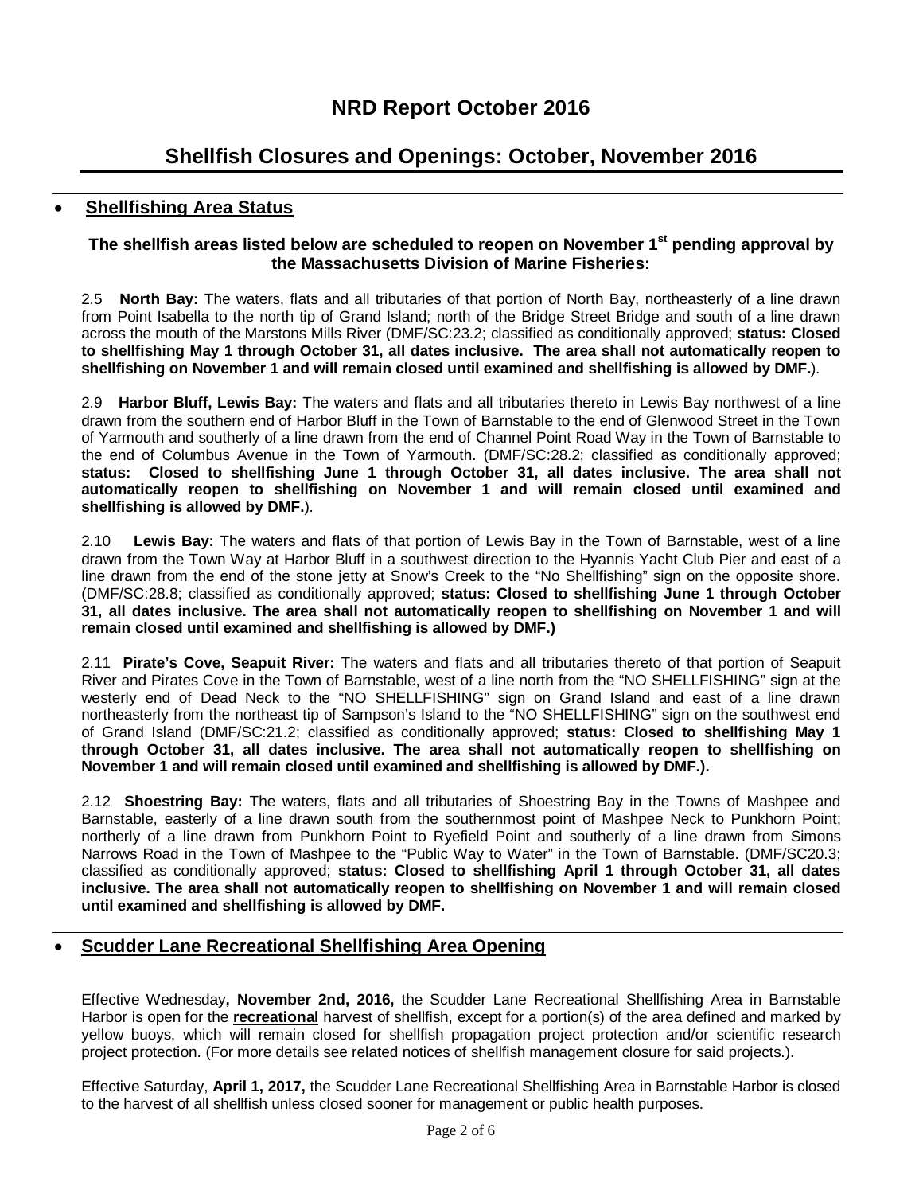# NRD Report October 2016

## Shellfish Closures and Openings: October, November 2016

- **Shellfishing Area Status**

**The shellfish areas listed below are scheduled to reopen on November 1st pending approval by the Massachusetts Division of Marine Fisheries:**

2.5 **North Bay:** The waters, flats and all tributaries of that portion of North Bay, northeasterly of a line drawn from Point Isabella to the north tip of Grand Island; north of the Bridge Street Bridge and south of a line drawn across the mouth of the Marstons Mills River (DMF/SC:23.2; classified as conditionally approved; **status: Closed to shellfishing May 1 through October 31, all dates inclusive. The area shall not automatically reopen to shellfishing on November 1 and will remain closed until examined and shellfishing is allowed by DMF.**).

2.9 **Harbor Bluff, Lewis Bay:** The waters and flats and all tributaries thereto in Lewis Bay northwest of a line drawn from the southern end of Harbor Bluff in the Town of Barnstable to the end of Glenwood Street in the Town of Yarmouth and southerly of a line drawn from the end of Channel Point Road Way in the Town of Barnstable to the end of Columbus Avenue in the Town of Yarmouth. (DMF/SC:28.2; classified as conditionally approved; **status: Closed to shellfishing June 1 through October 31, all dates inclusive. The area shall not automatically reopen to shellfishing on November 1 and will remain closed until examined and shellfishing is allowed by DMF.**).

2.10 **Lewis Bay:** The waters and flats of that portion of Lewis Bay in the Town of Barnstable, west of a line drawn from the Town Way at Harbor Bluff in a southwest direction to the Hyannis Yacht Club Pier and east of a line drawn from the end of the stone jetty at Snow's Creek to the "No Shellfishing" sign on the opposite shore. (DMF/SC:28.8; classified as conditionally approved; **status: Closed to shellfishing June 1 through October 31, all dates inclusive. The area shall not automatically reopen to shellfishing on November 1 and will remain closed until examined and shellfishing is allowed by DMF.)**

2.11 **Pirate's Cove, Seapuit River:** The waters and flats and all tributaries thereto of that portion of Seapuit River and Pirates Cove in the Town of Barnstable, west of a line north from the "NO SHELLFISHING" sign at the westerly end of Dead Neck to the "NO SHELLFISHING" sign on Grand Island and east of a line drawn northeasterly from the northeast tip of Sampson's Island to the "NO SHELLFISHING" sign on the southwest end of Grand Island (DMF/SC:21.2; classified as conditionally approved; **status: Closed to shellfishing May 1 through October 31, all dates inclusive. The area shall not automatically reopen to shellfishing on November 1 and will remain closed until examined and shellfishing is allowed by DMF.).**

2.12 **Shoestring Bay:** The waters, flats and all tributaries of Shoestring Bay in the Towns of Mashpee and Barnstable, easterly of a line drawn south from the southernmost point of Mashpee Neck to Punkhorn Point; northerly of a line drawn from Punkhorn Point to Ryefield Point and southerly of a line drawn from Simons Narrows Road in the Town of Mashpee to the "Public Way to Water" in the Town of Barnstable. (DMF/SC20.3; classified as conditionally approved; **status: Closed to shellfishing April 1 through October 31, all dates inclusive. The area shall not automatically reopen to shellfishing on November 1 and will remain closed until examined and shellfishing is allowed by DMF.**

- **Scudder Lane Recreational Shellfishing Area Opening**

Effective Wednesday**, November 2nd, 2016,** the Scudder Lane Recreational Shellfishing Area in Barnstable Harbor is open for the **recreational** harvest of shellfish, except for a portion(s) of the area defined and marked by yellow buoys, which will remain closed for shellfish propagation project protection and/or scientific research project protection. (For more details see related notices of shellfish management closure for said projects.).

Effective Saturday, **April 1, 2017,** the Scudder Lane Recreational Shellfishing Area in Barnstable Harbor is closed to the harvest of all shellfish unless closed sooner for management or public health purposes.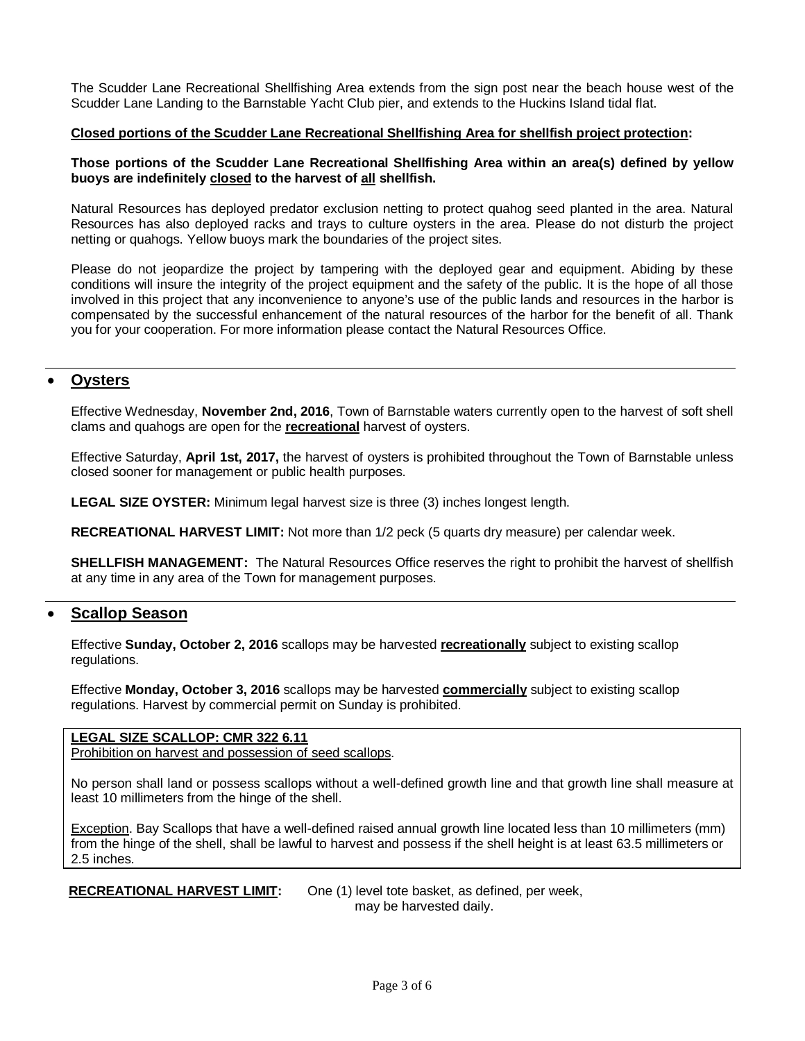The Scudder Lane Recreational Shellfishing Area extends from the sign post near the beach house west of the Scudder Lane Landing to the Barnstable Yacht Club pier, and extends to the Huckins Island tidal flat.

**Closed portions of the Scudder Lane Recreational Shellfishing Area for shellfish project protection:**

**Those portions of the Scudder Lane Recreational Shellfishing Area within an area(s) defined by yellow buoys are indefinitely closed to the harvest of all shellfish.**

Natural Resources has deployed predator exclusion netting to protect quahog seed planted in the area. Natural Resources has also deployed racks and trays to culture oysters in the area. Please do not disturb the project netting or quahogs. Yellow buoys mark the boundaries of the project sites.

Please do not jeopardize the project by tampering with the deployed gear and equipment. Abiding by these conditions will insure the integrity of the project equipment and the safety of the public. It is the hope of all those involved in this project that any inconvenience to anyone's use of the public lands and resources in the harbor is compensated by the successful enhancement of the natural resources of the harbor for the benefit of all. Thank you for your cooperation. For more information please contact the Natural Resources Office.

---

- ## Oysters

Effective Wednesday, **November 2nd, 2016**, Town of Barnstable waters currently open to the harvest of soft shell clams and quahogs are open for the **recreational** harvest of oysters.

Effective Saturday, **April 1st, 2017,** the harvest of oysters is prohibited throughout the Town of Barnstable unless closed sooner for management or public health purposes.

**LEGAL SIZE OYSTER:** Minimum legal harvest size is three (3) inches longest length.

**RECREATIONAL HARVEST LIMIT:** Not more than 1/2 peck (5 quarts dry measure) per calendar week.

**SHELLFISH MANAGEMENT:** The Natural Resources Office reserves the right to prohibit the harvest of shellfish at any time in any area of the Town for management purposes.

---

- ## Scallop Season

Effective **Sunday, October 2, 2016** scallops may be harvested **recreationally** subject to existing scallop regulations.

Effective **Monday, October 3, 2016** scallops may be harvested **commercially** subject to existing scallop regulations. Harvest by commercial permit on Sunday is prohibited.

**LEGAL SIZE SCALLOP: CMR 322 6.11**
Prohibition on harvest and possession of seed scallops.

No person shall land or possess scallops without a well-defined growth line and that growth line shall measure at least 10 millimeters from the hinge of the shell.

Exception. Bay Scallops that have a well-defined raised annual growth line located less than 10 millimeters (mm) from the hinge of the shell, shall be lawful to harvest and possess if the shell height is at least 63.5 millimeters or 2.5 inches.

**RECREATIONAL HARVEST LIMIT:** One (1) level tote basket, as defined, per week, may be harvested daily.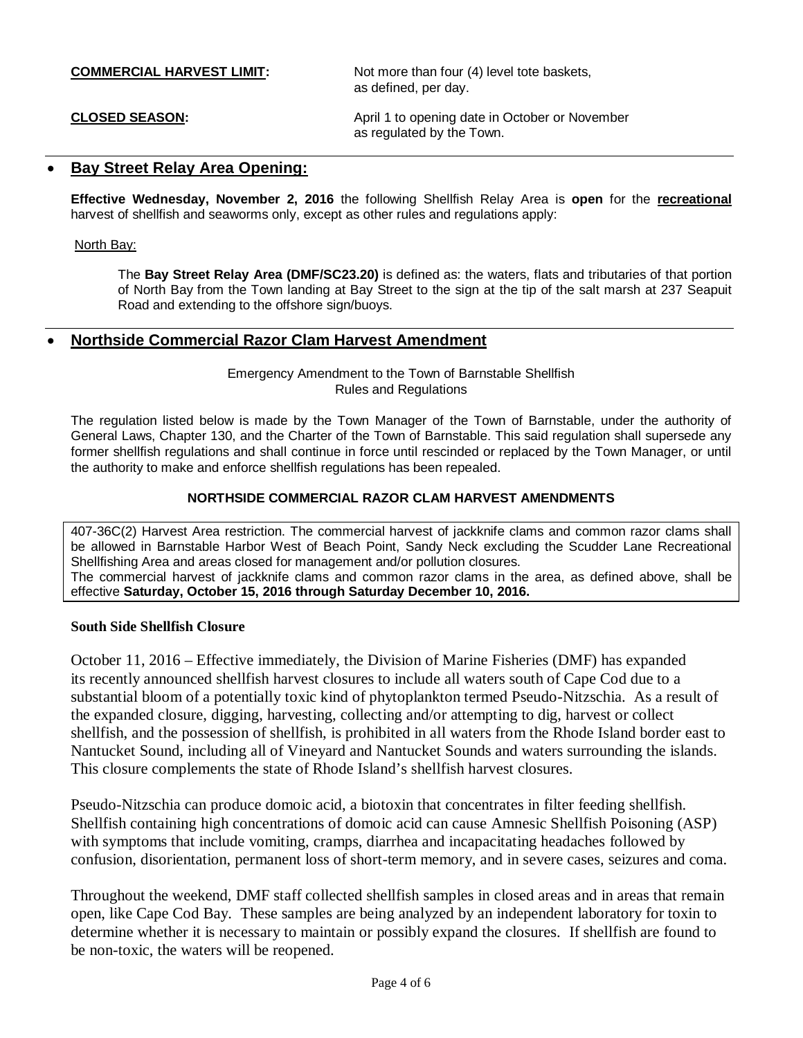**COMMERCIAL HARVEST LIMIT:** Not more than four (4) level tote baskets, as defined, per day.

**CLOSED SEASON:** April 1 to opening date in October or November as regulated by the Town.

---

- ## Bay Street Relay Area Opening:

**Effective Wednesday, November 2, 2016** the following Shellfish Relay Area is **open** for the **recreational** harvest of shellfish and seaworms only, except as other rules and regulations apply:

North Bay:

The **Bay Street Relay Area (DMF/SC23.20)** is defined as: the waters, flats and tributaries of that portion of North Bay from the Town landing at Bay Street to the sign at the tip of the salt marsh at 237 Seapuit Road and extending to the offshore sign/buoys.

---

- ## Northside Commercial Razor Clam Harvest Amendment

Emergency Amendment to the Town of Barnstable Shellfish Rules and Regulations

The regulation listed below is made by the Town Manager of the Town of Barnstable, under the authority of General Laws, Chapter 130, and the Charter of the Town of Barnstable. This said regulation shall supersede any former shellfish regulations and shall continue in force until rescinded or replaced by the Town Manager, or until the authority to make and enforce shellfish regulations has been repealed.

**NORTHSIDE COMMERCIAL RAZOR CLAM HARVEST AMENDMENTS**

407-36C(2) Harvest Area restriction. The commercial harvest of jackknife clams and common razor clams shall be allowed in Barnstable Harbor West of Beach Point, Sandy Neck excluding the Scudder Lane Recreational Shellfishing Area and areas closed for management and/or pollution closures.
The commercial harvest of jackknife clams and common razor clams in the area, as defined above, shall be effective **Saturday, October 15, 2016 through Saturday December 10, 2016.**

**South Side Shellfish Closure**

October 11, 2016 – Effective immediately, the Division of Marine Fisheries (DMF) has expanded its recently announced shellfish harvest closures to include all waters south of Cape Cod due to a substantial bloom of a potentially toxic kind of phytoplankton termed Pseudo-Nitzschia. As a result of the expanded closure, digging, harvesting, collecting and/or attempting to dig, harvest or collect shellfish, and the possession of shellfish, is prohibited in all waters from the Rhode Island border east to Nantucket Sound, including all of Vineyard and Nantucket Sounds and waters surrounding the islands. This closure complements the state of Rhode Island's shellfish harvest closures.

Pseudo-Nitzschia can produce domoic acid, a biotoxin that concentrates in filter feeding shellfish. Shellfish containing high concentrations of domoic acid can cause Amnesic Shellfish Poisoning (ASP) with symptoms that include vomiting, cramps, diarrhea and incapacitating headaches followed by confusion, disorientation, permanent loss of short-term memory, and in severe cases, seizures and coma.

Throughout the weekend, DMF staff collected shellfish samples in closed areas and in areas that remain open, like Cape Cod Bay. These samples are being analyzed by an independent laboratory for toxin to determine whether it is necessary to maintain or possibly expand the closures. If shellfish are found to be non-toxic, the waters will be reopened.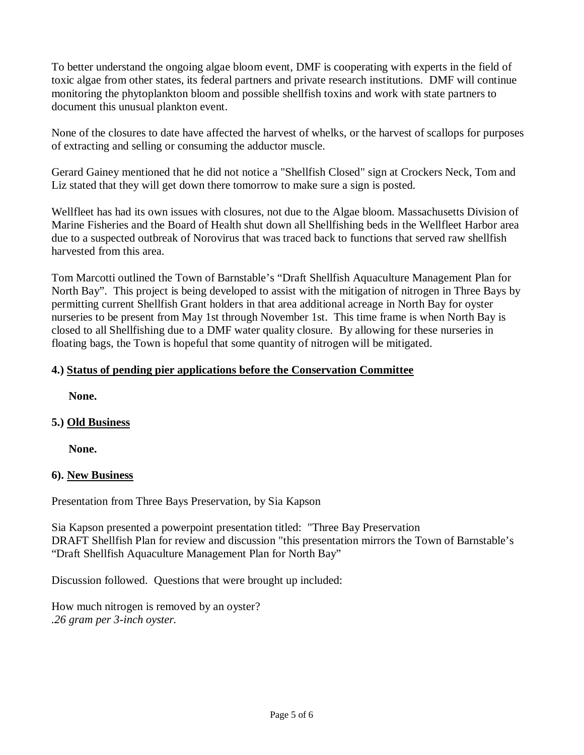To better understand the ongoing algae bloom event, DMF is cooperating with experts in the field of toxic algae from other states, its federal partners and private research institutions. DMF will continue monitoring the phytoplankton bloom and possible shellfish toxins and work with state partners to document this unusual plankton event.

None of the closures to date have affected the harvest of whelks, or the harvest of scallops for purposes of extracting and selling or consuming the adductor muscle.

Gerard Gainey mentioned that he did not notice a "Shellfish Closed" sign at Crockers Neck, Tom and Liz stated that they will get down there tomorrow to make sure a sign is posted.

Wellfleet has had its own issues with closures, not due to the Algae bloom. Massachusetts Division of Marine Fisheries and the Board of Health shut down all Shellfishing beds in the Wellfleet Harbor area due to a suspected outbreak of Norovirus that was traced back to functions that served raw shellfish harvested from this area.

Tom Marcotti outlined the Town of Barnstable's "Draft Shellfish Aquaculture Management Plan for North Bay". This project is being developed to assist with the mitigation of nitrogen in Three Bays by permitting current Shellfish Grant holders in that area additional acreage in North Bay for oyster nurseries to be present from May 1st through November 1st. This time frame is when North Bay is closed to all Shellfishing due to a DMF water quality closure. By allowing for these nurseries in floating bags, the Town is hopeful that some quantity of nitrogen will be mitigated.

### 4.) Status of pending pier applications before the Conservation Committee

**None.**

### 5.) Old Business

**None.**

### 6). New Business

Presentation from Three Bays Preservation, by Sia Kapson

Sia Kapson presented a powerpoint presentation titled: "Three Bay Preservation DRAFT Shellfish Plan for review and discussion "this presentation mirrors the Town of Barnstable's "Draft Shellfish Aquaculture Management Plan for North Bay"

Discussion followed. Questions that were brought up included:

How much nitrogen is removed by an oyster?
*.26 gram per 3-inch oyster.*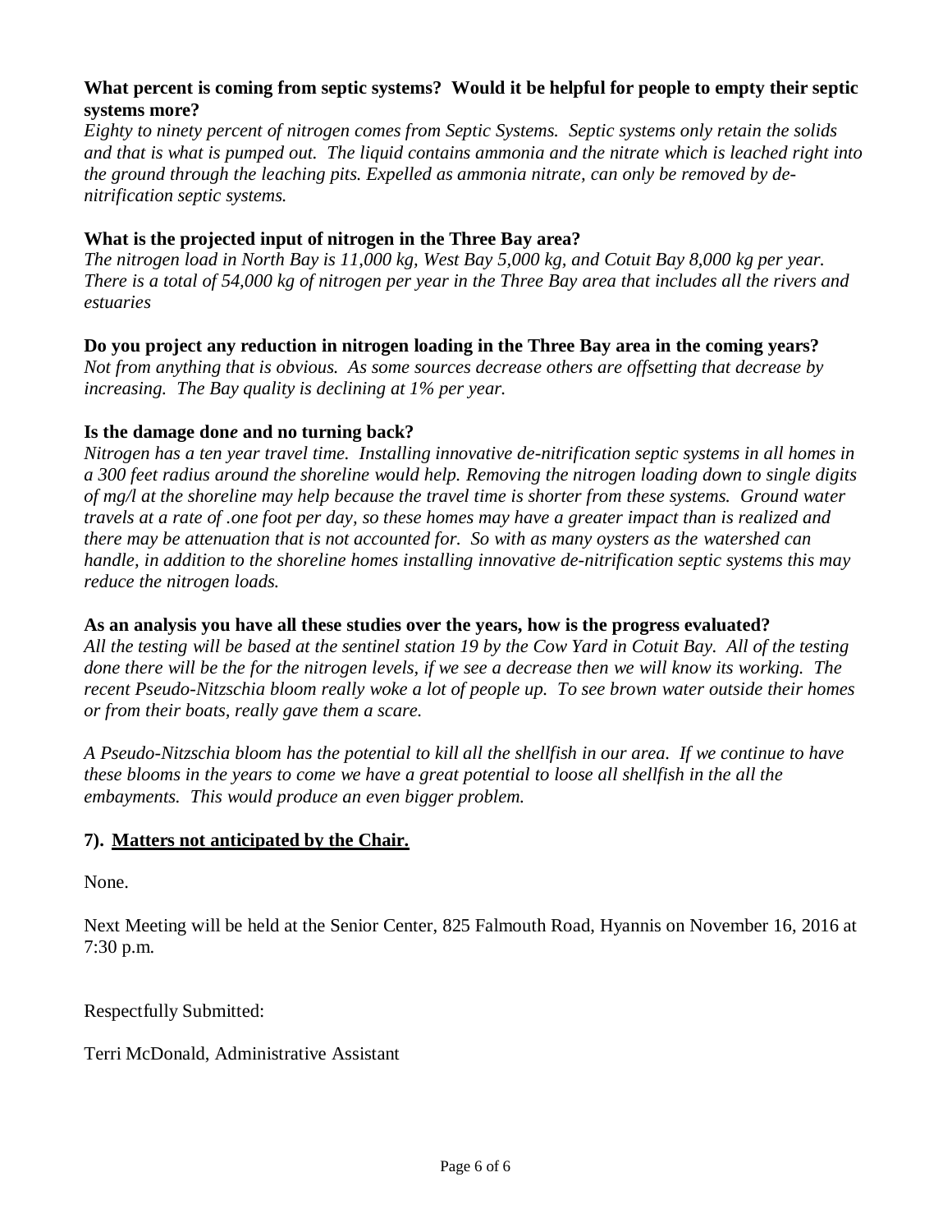**What percent is coming from septic systems? Would it be helpful for people to empty their septic systems more?**
*Eighty to ninety percent of nitrogen comes from Septic Systems. Septic systems only retain the solids and that is what is pumped out. The liquid contains ammonia and the nitrate which is leached right into the ground through the leaching pits. Expelled as ammonia nitrate, can only be removed by de-nitrification septic systems.*

**What is the projected input of nitrogen in the Three Bay area?**
*The nitrogen load in North Bay is 11,000 kg, West Bay 5,000 kg, and Cotuit Bay 8,000 kg per year. There is a total of 54,000 kg of nitrogen per year in the Three Bay area that includes all the rivers and estuaries*

**Do you project any reduction in nitrogen loading in the Three Bay area in the coming years?**
*Not from anything that is obvious. As some sources decrease others are offsetting that decrease by increasing. The Bay quality is declining at 1% per year.*

**Is the damage done and no turning back?**
*Nitrogen has a ten year travel time. Installing innovative de-nitrification septic systems in all homes in a 300 feet radius around the shoreline would help. Removing the nitrogen loading down to single digits of mg/l at the shoreline may help because the travel time is shorter from these systems. Ground water travels at a rate of .one foot per day, so these homes may have a greater impact than is realized and there may be attenuation that is not accounted for. So with as many oysters as the watershed can handle, in addition to the shoreline homes installing innovative de-nitrification septic systems this may reduce the nitrogen loads.*

**As an analysis you have all these studies over the years, how is the progress evaluated?**
*All the testing will be based at the sentinel station 19 by the Cow Yard in Cotuit Bay. All of the testing done there will be the for the nitrogen levels, if we see a decrease then we will know its working. The recent Pseudo-Nitzschia bloom really woke a lot of people up. To see brown water outside their homes or from their boats, really gave them a scare.*

*A Pseudo-Nitzschia bloom has the potential to kill all the shellfish in our area. If we continue to have these blooms in the years to come we have a great potential to loose all shellfish in the all the embayments. This would produce an even bigger problem.*

**7). <u>Matters not anticipated by the Chair.</u>**

None.

Next Meeting will be held at the Senior Center, 825 Falmouth Road, Hyannis on November 16, 2016 at 7:30 p.m.

Respectfully Submitted:

Terri McDonald, Administrative Assistant